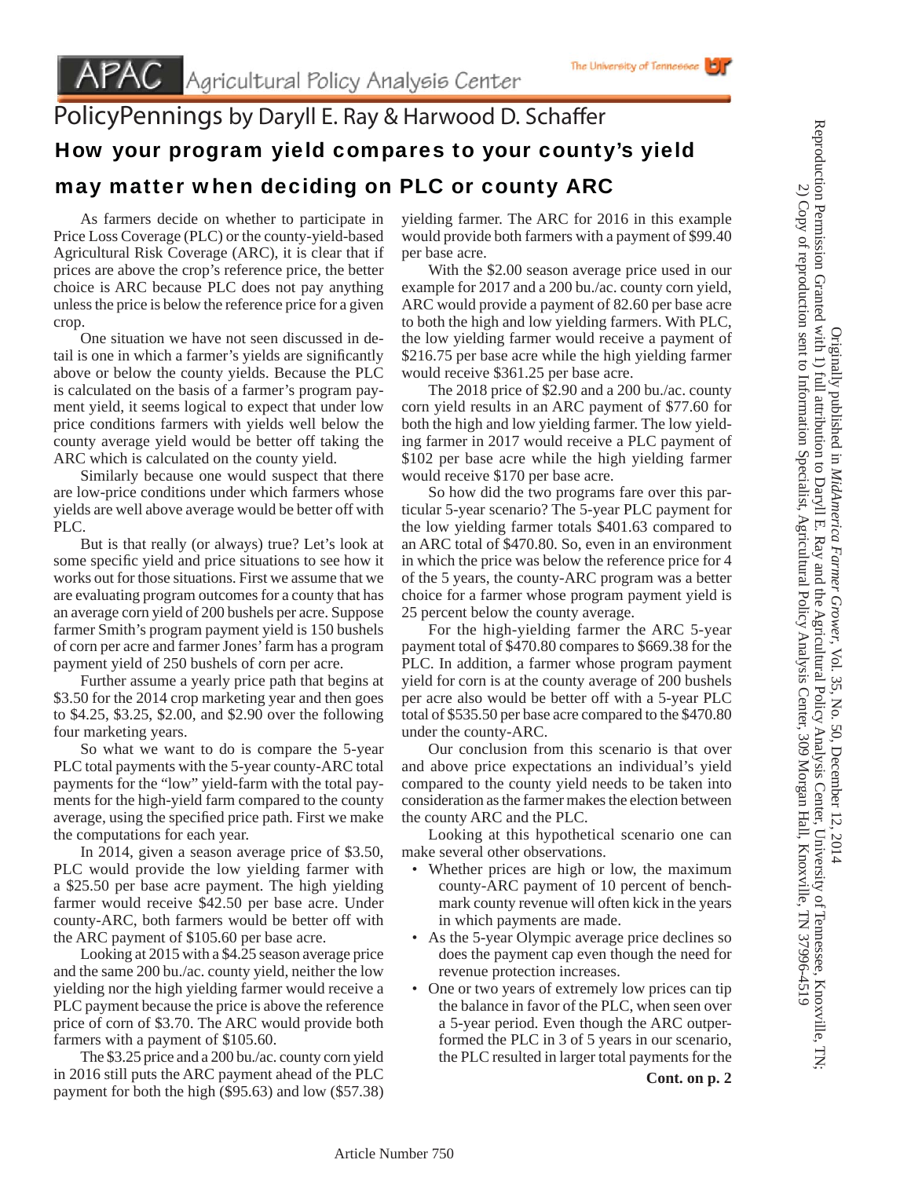# APAC Agricultural Policy Analysis Center

The University of Tennessee

## PolicyPennings by Daryll E. Ray & Harwood D. Schaffer

## How your program yield compares to your county's yield may matter when deciding on PLC or county ARC

As farmers decide on whether to participate in Price Loss Coverage (PLC) or the county-yield-based Agricultural Risk Coverage (ARC), it is clear that if prices are above the crop's reference price, the better choice is ARC because PLC does not pay anything unless the price is below the reference price for a given crop.

One situation we have not seen discussed in detail is one in which a farmer's yields are significantly above or below the county yields. Because the PLC is calculated on the basis of a farmer's program payment yield, it seems logical to expect that under low price conditions farmers with yields well below the county average yield would be better off taking the ARC which is calculated on the county yield.

Similarly because one would suspect that there are low-price conditions under which farmers whose yields are well above average would be better off with PLC.

But is that really (or always) true? Let's look at some specific yield and price situations to see how it works out for those situations. First we assume that we are evaluating program outcomes for a county that has an average corn yield of 200 bushels per acre. Suppose farmer Smith's program payment yield is 150 bushels of corn per acre and farmer Jones' farm has a program payment yield of 250 bushels of corn per acre.

Further assume a yearly price path that begins at $3.50 for the 2014 crop marketing year and then goes to $4.25, $3.25, $2.00, and $2.90 over the following four marketing years.

So what we want to do is compare the 5-year PLC total payments with the 5-year county-ARC total payments for the "low" yield-farm with the total payments for the high-yield farm compared to the county average, using the specified price path. First we make the computations for each year.

In 2014, given a season average price of $3.50, PLC would provide the low yielding farmer with a $25.50 per base acre payment. The high yielding farmer would receive $42.50 per base acre. Under county-ARC, both farmers would be better off with the ARC payment of $105.60 per base acre.

Looking at 2015 with a $4.25 season average price and the same 200 bu./ac. county yield, neither the low yielding nor the high yielding farmer would receive a PLC payment because the price is above the reference price of corn of $3.70. The ARC would provide both farmers with a payment of $105.60.

The $3.25 price and a 200 bu./ac. county corn yield in 2016 still puts the ARC payment ahead of the PLC payment for both the high ($95.63) and low ($57.38) yielding farmer. The ARC for 2016 in this example would provide both farmers with a payment of $99.40 per base acre.

With the $2.00 season average price used in our example for 2017 and a 200 bu./ac. county corn yield, ARC would provide a payment of 82.60 per base acre to both the high and low yielding farmers. With PLC, the low yielding farmer would receive a payment of $216.75 per base acre while the high yielding farmer would receive $361.25 per base acre.

The 2018 price of $2.90 and a 200 bu./ac. county corn yield results in an ARC payment of $77.60 for both the high and low yielding farmer. The low yielding farmer in 2017 would receive a PLC payment of $102 per base acre while the high yielding farmer would receive $170 per base acre.

So how did the two programs fare over this particular 5-year scenario? The 5-year PLC payment for the low yielding farmer totals $401.63 compared to an ARC total of $470.80. So, even in an environment in which the price was below the reference price for 4 of the 5 years, the county-ARC program was a better choice for a farmer whose program payment yield is 25 percent below the county average.

For the high-yielding farmer the ARC 5-year payment total of $470.80 compares to $669.38 for the PLC. In addition, a farmer whose program payment yield for corn is at the county average of 200 bushels per acre also would be better off with a 5-year PLC total of $535.50 per base acre compared to the $470.80 under the county-ARC.

Our conclusion from this scenario is that over and above price expectations an individual's yield compared to the county yield needs to be taken into consideration as the farmer makes the election between the county ARC and the PLC.

Looking at this hypothetical scenario one can make several other observations.

- Whether prices are high or low, the maximum county-ARC payment of 10 percent of benchmark county revenue will often kick in the years in which payments are made.
- As the 5-year Olympic average price declines so does the payment cap even though the need for revenue protection increases.
- One or two years of extremely low prices can tip the balance in favor of the PLC, when seen over a 5-year period. Even though the ARC outperformed the PLC in 3 of 5 years in our scenario, the PLC resulted in larger total payments for the

**Cont. on p. 2**

Originally published in *MidAmerica Farmer Grower*, Vol. 35, No. 50, December 12, 2014
Reproduction Permission Granted with 1) full attribution to Daryll E. Ray and the Agricultural Policy Analysis Center, University of Tennessee, Knoxville, TN;
2) Copy of reproduction sent to Information Specialist, Agricultural Policy Analysis Center, 309 Morgan Hall, Knoxville, TN 37996-4519

Article Number 750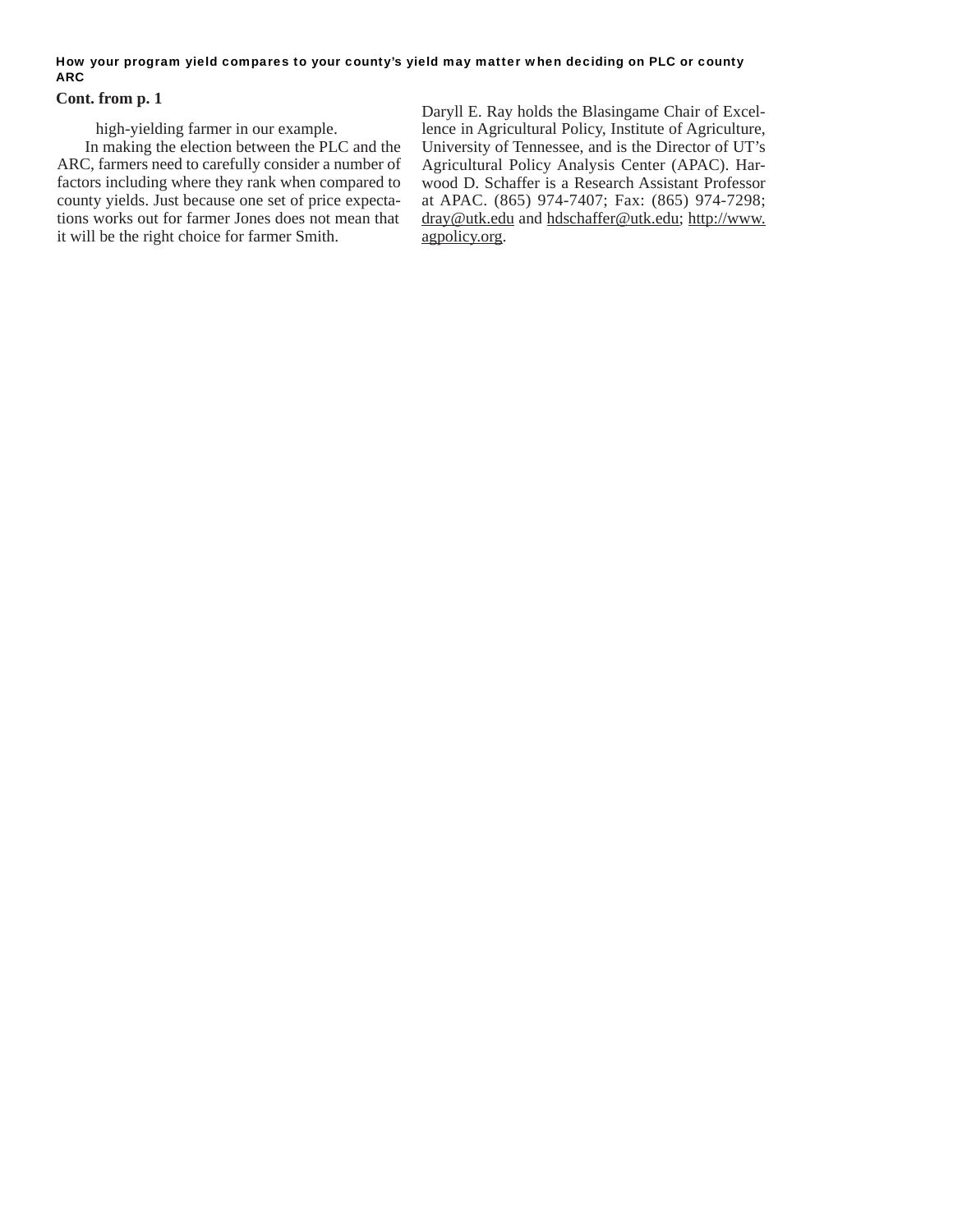**How your program yield compares to your county's yield may matter when deciding on PLC or county ARC**

**Cont. from p. 1**

high-yielding farmer in our example.

In making the election between the PLC and the ARC, farmers need to carefully consider a number of factors including where they rank when compared to county yields. Just because one set of price expectations works out for farmer Jones does not mean that it will be the right choice for farmer Smith.

Daryll E. Ray holds the Blasingame Chair of Excellence in Agricultural Policy, Institute of Agriculture, University of Tennessee, and is the Director of UT's Agricultural Policy Analysis Center (APAC). Harwood D. Schaffer is a Research Assistant Professor at APAC. (865) 974-7407; Fax: (865) 974-7298; dray@utk.edu and hdschaffer@utk.edu; http://www.agpolicy.org.